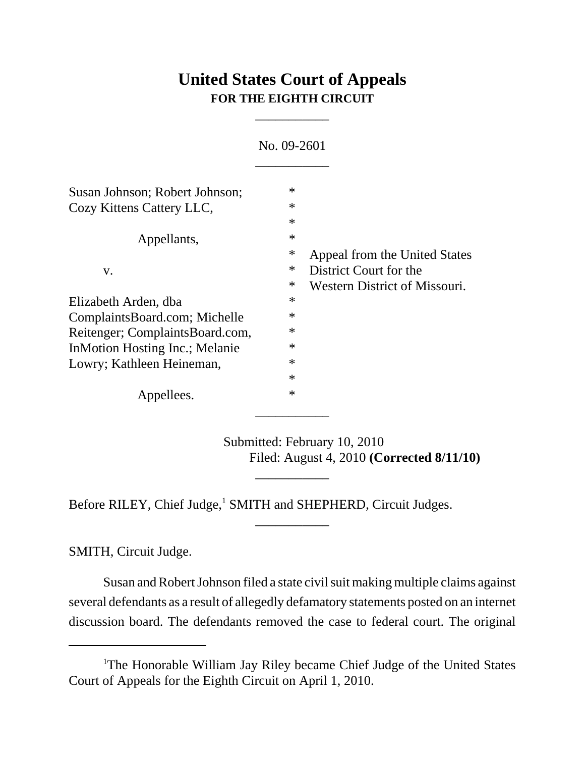# United States Court of Appeals
**FOR THE EIGHTH CIRCUIT**

___________

No. 09-2601

___________

Susan Johnson; Robert Johnson; Cozy Kittens Cattery LLC,

Appellants,

v.

Elizabeth Arden, dba ComplaintsBoard.com; Michelle Reitenger; ComplaintsBoard.com, InMotion Hosting Inc.; Melanie Lowry; Kathleen Heineman,

Appellees.

Appeal from the United States District Court for the Western District of Missouri.

___________

Submitted: February 10, 2010
Filed: August 4, 2010 **(Corrected 8/11/10)**

___________

Before RILEY, Chief Judge,[1] SMITH and SHEPHERD, Circuit Judges.

___________

SMITH, Circuit Judge.

Susan and Robert Johnson filed a state civil suit making multiple claims against several defendants as a result of allegedly defamatory statements posted on an internet discussion board. The defendants removed the case to federal court. The original

---

[1]The Honorable William Jay Riley became Chief Judge of the United States Court of Appeals for the Eighth Circuit on April 1, 2010.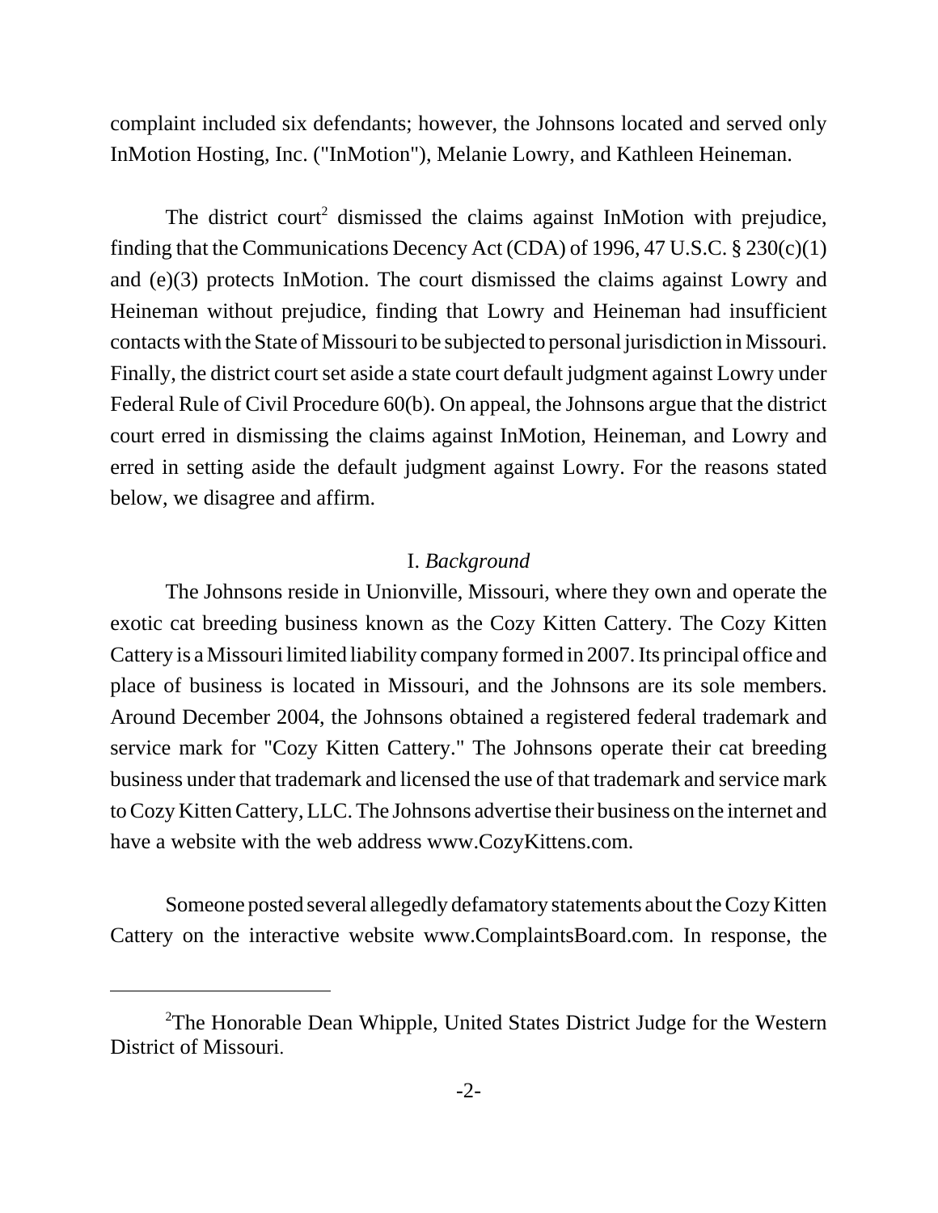complaint included six defendants; however, the Johnsons located and served only InMotion Hosting, Inc. ("InMotion"), Melanie Lowry, and Kathleen Heineman.

The district court[2] dismissed the claims against InMotion with prejudice, finding that the Communications Decency Act (CDA) of 1996, 47 U.S.C. § 230(c)(1) and (e)(3) protects InMotion. The court dismissed the claims against Lowry and Heineman without prejudice, finding that Lowry and Heineman had insufficient contacts with the State of Missouri to be subjected to personal jurisdiction in Missouri. Finally, the district court set aside a state court default judgment against Lowry under Federal Rule of Civil Procedure 60(b). On appeal, the Johnsons argue that the district court erred in dismissing the claims against InMotion, Heineman, and Lowry and erred in setting aside the default judgment against Lowry. For the reasons stated below, we disagree and affirm.

## I. *Background*

The Johnsons reside in Unionville, Missouri, where they own and operate the exotic cat breeding business known as the Cozy Kitten Cattery. The Cozy Kitten Cattery is a Missouri limited liability company formed in 2007. Its principal office and place of business is located in Missouri, and the Johnsons are its sole members. Around December 2004, the Johnsons obtained a registered federal trademark and service mark for "Cozy Kitten Cattery." The Johnsons operate their cat breeding business under that trademark and licensed the use of that trademark and service mark to Cozy Kitten Cattery, LLC. The Johnsons advertise their business on the internet and have a website with the web address www.CozyKittens.com.

Someone posted several allegedly defamatory statements about the Cozy Kitten Cattery on the interactive website www.ComplaintsBoard.com. In response, the

[2] The Honorable Dean Whipple, United States District Judge for the Western District of Missouri.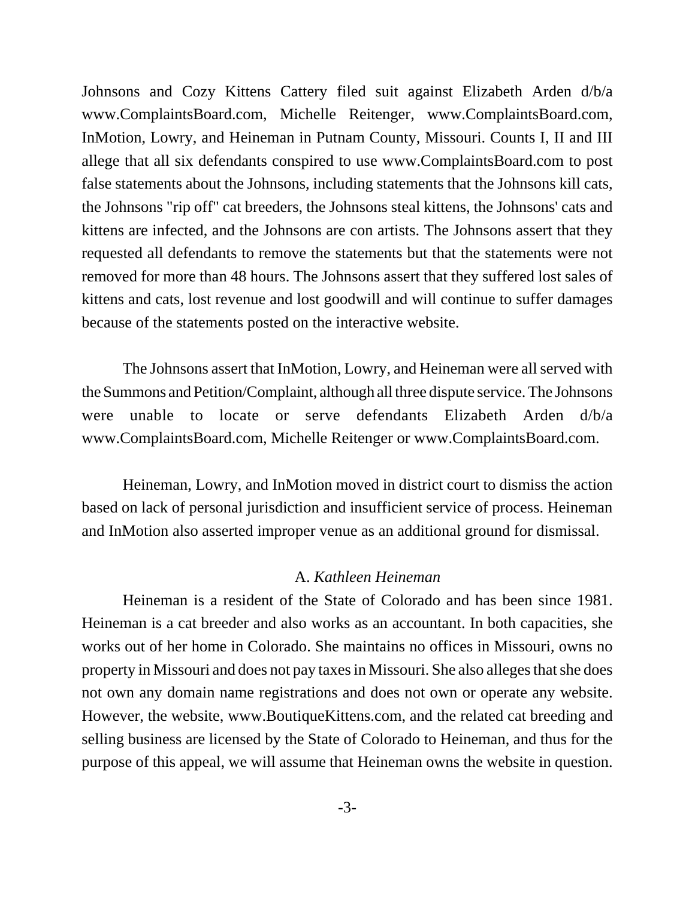Johnsons and Cozy Kittens Cattery filed suit against Elizabeth Arden d/b/a www.ComplaintsBoard.com, Michelle Reitenger, www.ComplaintsBoard.com, InMotion, Lowry, and Heineman in Putnam County, Missouri. Counts I, II and III allege that all six defendants conspired to use www.ComplaintsBoard.com to post false statements about the Johnsons, including statements that the Johnsons kill cats, the Johnsons "rip off" cat breeders, the Johnsons steal kittens, the Johnsons' cats and kittens are infected, and the Johnsons are con artists. The Johnsons assert that they requested all defendants to remove the statements but that the statements were not removed for more than 48 hours. The Johnsons assert that they suffered lost sales of kittens and cats, lost revenue and lost goodwill and will continue to suffer damages because of the statements posted on the interactive website.

The Johnsons assert that InMotion, Lowry, and Heineman were all served with the Summons and Petition/Complaint, although all three dispute service. The Johnsons were unable to locate or serve defendants Elizabeth Arden d/b/a www.ComplaintsBoard.com, Michelle Reitenger or www.ComplaintsBoard.com.

Heineman, Lowry, and InMotion moved in district court to dismiss the action based on lack of personal jurisdiction and insufficient service of process. Heineman and InMotion also asserted improper venue as an additional ground for dismissal.

### A. *Kathleen Heineman*

Heineman is a resident of the State of Colorado and has been since 1981. Heineman is a cat breeder and also works as an accountant. In both capacities, she works out of her home in Colorado. She maintains no offices in Missouri, owns no property in Missouri and does not pay taxes in Missouri. She also alleges that she does not own any domain name registrations and does not own or operate any website. However, the website, www.BoutiqueKittens.com, and the related cat breeding and selling business are licensed by the State of Colorado to Heineman, and thus for the purpose of this appeal, we will assume that Heineman owns the website in question.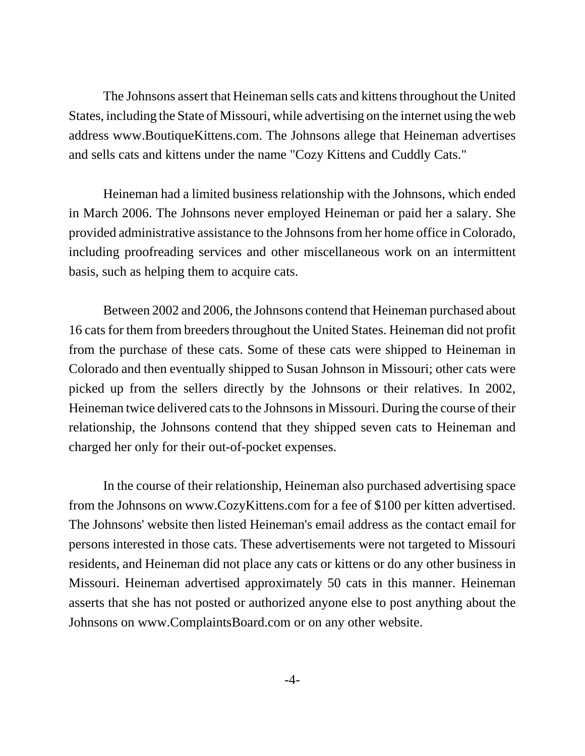The Johnsons assert that Heineman sells cats and kittens throughout the United States, including the State of Missouri, while advertising on the internet using the web address www.BoutiqueKittens.com. The Johnsons allege that Heineman advertises and sells cats and kittens under the name "Cozy Kittens and Cuddly Cats."

Heineman had a limited business relationship with the Johnsons, which ended in March 2006. The Johnsons never employed Heineman or paid her a salary. She provided administrative assistance to the Johnsons from her home office in Colorado, including proofreading services and other miscellaneous work on an intermittent basis, such as helping them to acquire cats.

Between 2002 and 2006, the Johnsons contend that Heineman purchased about 16 cats for them from breeders throughout the United States. Heineman did not profit from the purchase of these cats. Some of these cats were shipped to Heineman in Colorado and then eventually shipped to Susan Johnson in Missouri; other cats were picked up from the sellers directly by the Johnsons or their relatives. In 2002, Heineman twice delivered cats to the Johnsons in Missouri. During the course of their relationship, the Johnsons contend that they shipped seven cats to Heineman and charged her only for their out-of-pocket expenses.

In the course of their relationship, Heineman also purchased advertising space from the Johnsons on www.CozyKittens.com for a fee of $100 per kitten advertised. The Johnsons' website then listed Heineman's email address as the contact email for persons interested in those cats. These advertisements were not targeted to Missouri residents, and Heineman did not place any cats or kittens or do any other business in Missouri. Heineman advertised approximately 50 cats in this manner. Heineman asserts that she has not posted or authorized anyone else to post anything about the Johnsons on www.ComplaintsBoard.com or on any other website.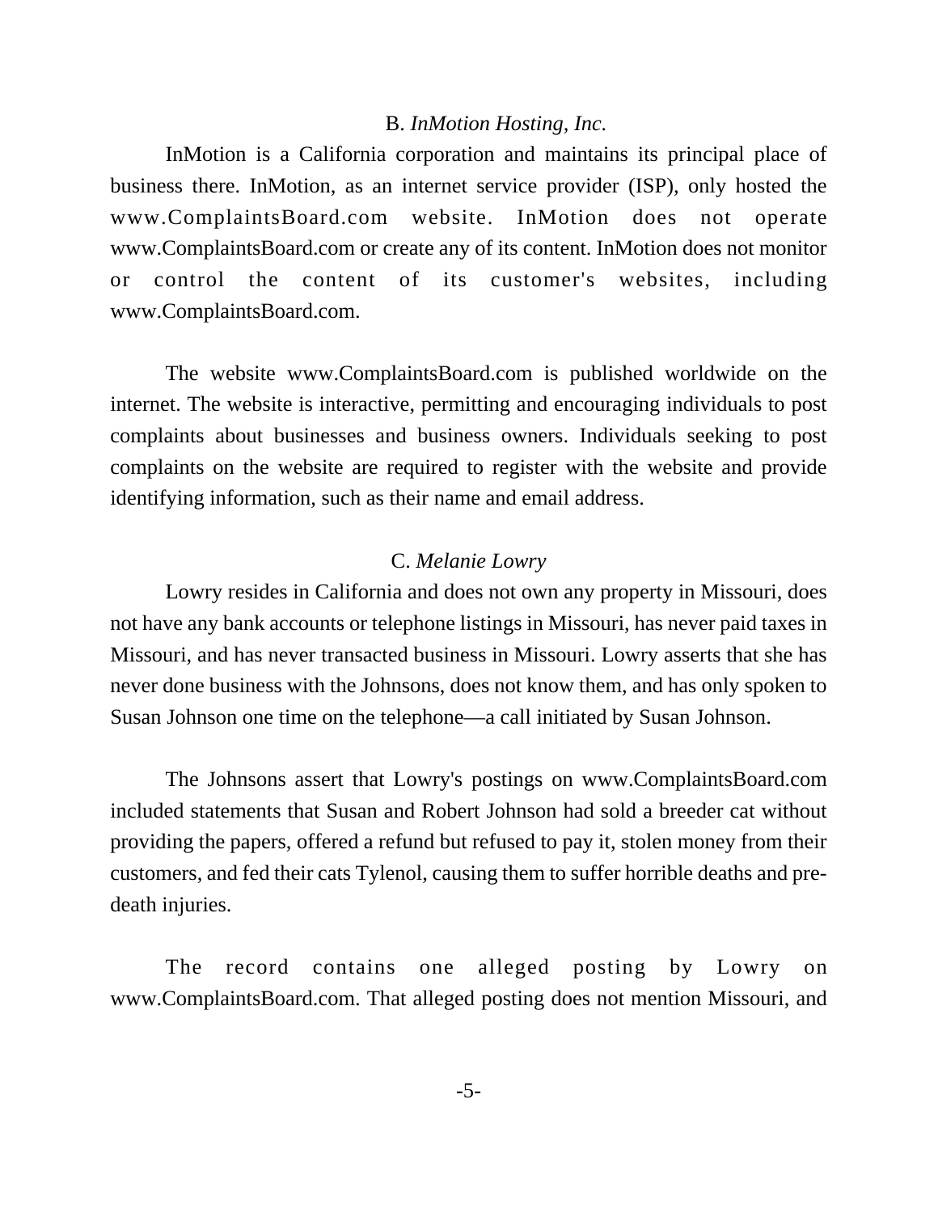### B. *InMotion Hosting, Inc.*

InMotion is a California corporation and maintains its principal place of business there. InMotion, as an internet service provider (ISP), only hosted the www.ComplaintsBoard.com website. InMotion does not operate www.ComplaintsBoard.com or create any of its content. InMotion does not monitor or control the content of its customer's websites, including www.ComplaintsBoard.com.

The website www.ComplaintsBoard.com is published worldwide on the internet. The website is interactive, permitting and encouraging individuals to post complaints about businesses and business owners. Individuals seeking to post complaints on the website are required to register with the website and provide identifying information, such as their name and email address.

### C. *Melanie Lowry*

Lowry resides in California and does not own any property in Missouri, does not have any bank accounts or telephone listings in Missouri, has never paid taxes in Missouri, and has never transacted business in Missouri. Lowry asserts that she has never done business with the Johnsons, does not know them, and has only spoken to Susan Johnson one time on the telephone—a call initiated by Susan Johnson.

The Johnsons assert that Lowry's postings on www.ComplaintsBoard.com included statements that Susan and Robert Johnson had sold a breeder cat without providing the papers, offered a refund but refused to pay it, stolen money from their customers, and fed their cats Tylenol, causing them to suffer horrible deaths and pre-death injuries.

The record contains one alleged posting by Lowry on www.ComplaintsBoard.com. That alleged posting does not mention Missouri, and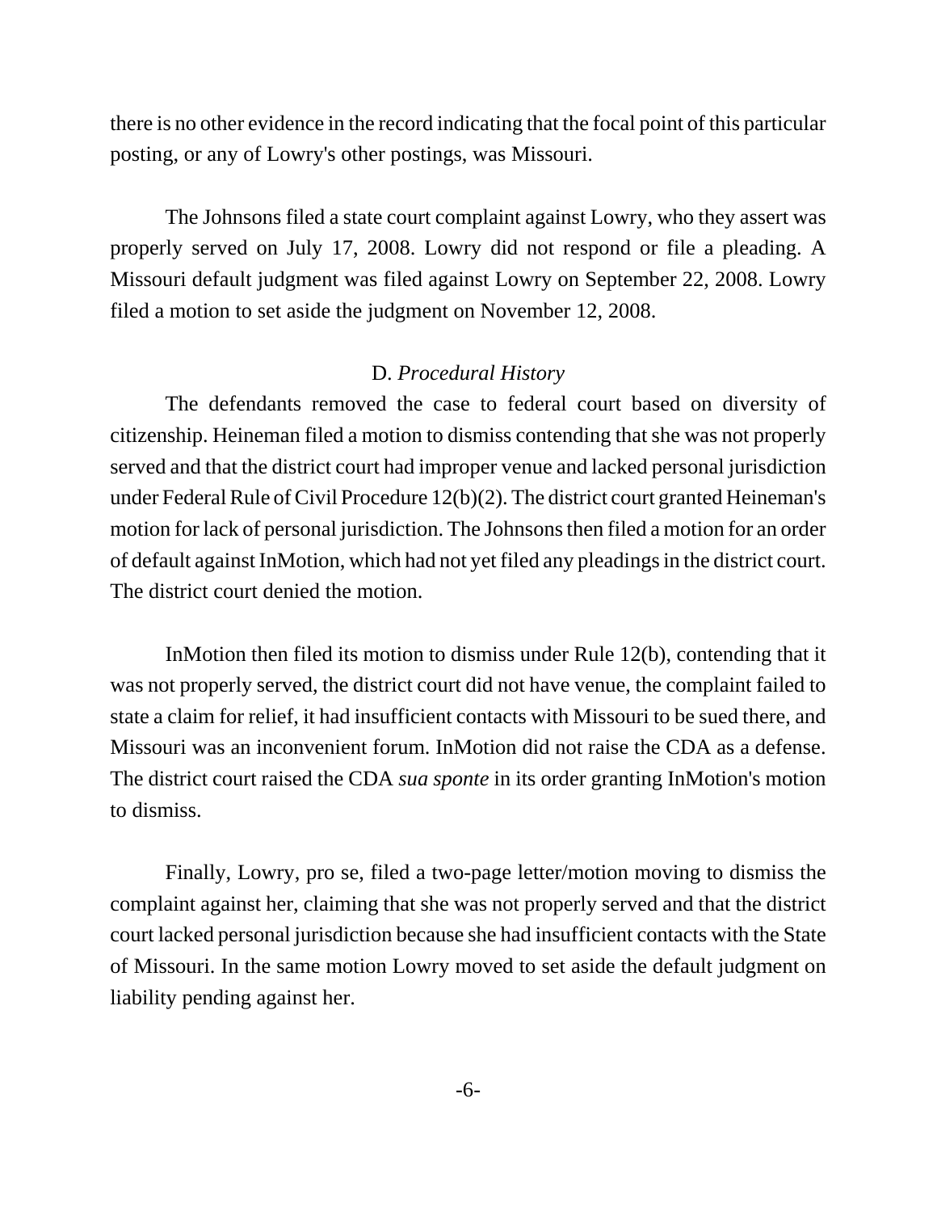there is no other evidence in the record indicating that the focal point of this particular posting, or any of Lowry's other postings, was Missouri.

The Johnsons filed a state court complaint against Lowry, who they assert was properly served on July 17, 2008. Lowry did not respond or file a pleading. A Missouri default judgment was filed against Lowry on September 22, 2008. Lowry filed a motion to set aside the judgment on November 12, 2008.

### D. *Procedural History*

The defendants removed the case to federal court based on diversity of citizenship. Heineman filed a motion to dismiss contending that she was not properly served and that the district court had improper venue and lacked personal jurisdiction under Federal Rule of Civil Procedure 12(b)(2). The district court granted Heineman's motion for lack of personal jurisdiction. The Johnsons then filed a motion for an order of default against InMotion, which had not yet filed any pleadings in the district court. The district court denied the motion.

InMotion then filed its motion to dismiss under Rule 12(b), contending that it was not properly served, the district court did not have venue, the complaint failed to state a claim for relief, it had insufficient contacts with Missouri to be sued there, and Missouri was an inconvenient forum. InMotion did not raise the CDA as a defense. The district court raised the CDA *sua sponte* in its order granting InMotion's motion to dismiss.

Finally, Lowry, pro se, filed a two-page letter/motion moving to dismiss the complaint against her, claiming that she was not properly served and that the district court lacked personal jurisdiction because she had insufficient contacts with the State of Missouri. In the same motion Lowry moved to set aside the default judgment on liability pending against her.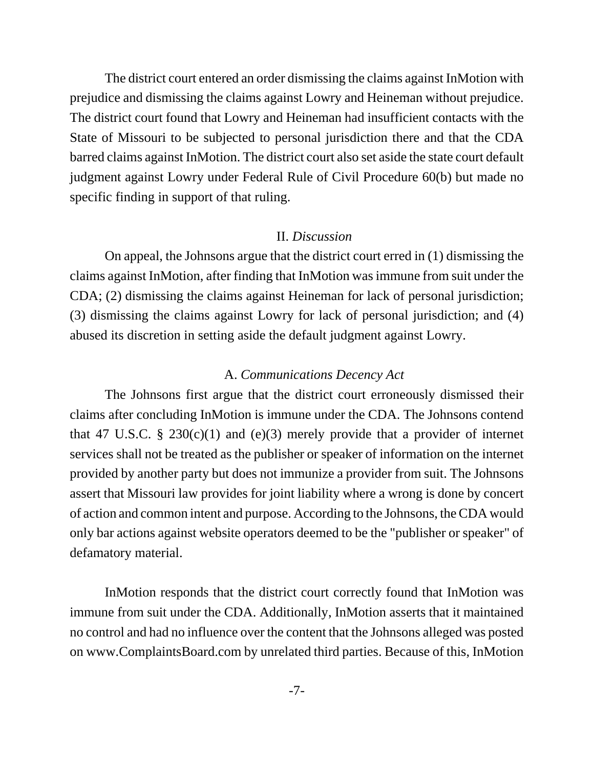The district court entered an order dismissing the claims against InMotion with prejudice and dismissing the claims against Lowry and Heineman without prejudice. The district court found that Lowry and Heineman had insufficient contacts with the State of Missouri to be subjected to personal jurisdiction there and that the CDA barred claims against InMotion. The district court also set aside the state court default judgment against Lowry under Federal Rule of Civil Procedure 60(b) but made no specific finding in support of that ruling.

## II. *Discussion*

On appeal, the Johnsons argue that the district court erred in (1) dismissing the claims against InMotion, after finding that InMotion was immune from suit under the CDA; (2) dismissing the claims against Heineman for lack of personal jurisdiction; (3) dismissing the claims against Lowry for lack of personal jurisdiction; and (4) abused its discretion in setting aside the default judgment against Lowry.

### A. *Communications Decency Act*

The Johnsons first argue that the district court erroneously dismissed their claims after concluding InMotion is immune under the CDA. The Johnsons contend that 47 U.S.C. § 230(c)(1) and (e)(3) merely provide that a provider of internet services shall not be treated as the publisher or speaker of information on the internet provided by another party but does not immunize a provider from suit. The Johnsons assert that Missouri law provides for joint liability where a wrong is done by concert of action and common intent and purpose. According to the Johnsons, the CDA would only bar actions against website operators deemed to be the "publisher or speaker" of defamatory material.

InMotion responds that the district court correctly found that InMotion was immune from suit under the CDA. Additionally, InMotion asserts that it maintained no control and had no influence over the content that the Johnsons alleged was posted on www.ComplaintsBoard.com by unrelated third parties. Because of this, InMotion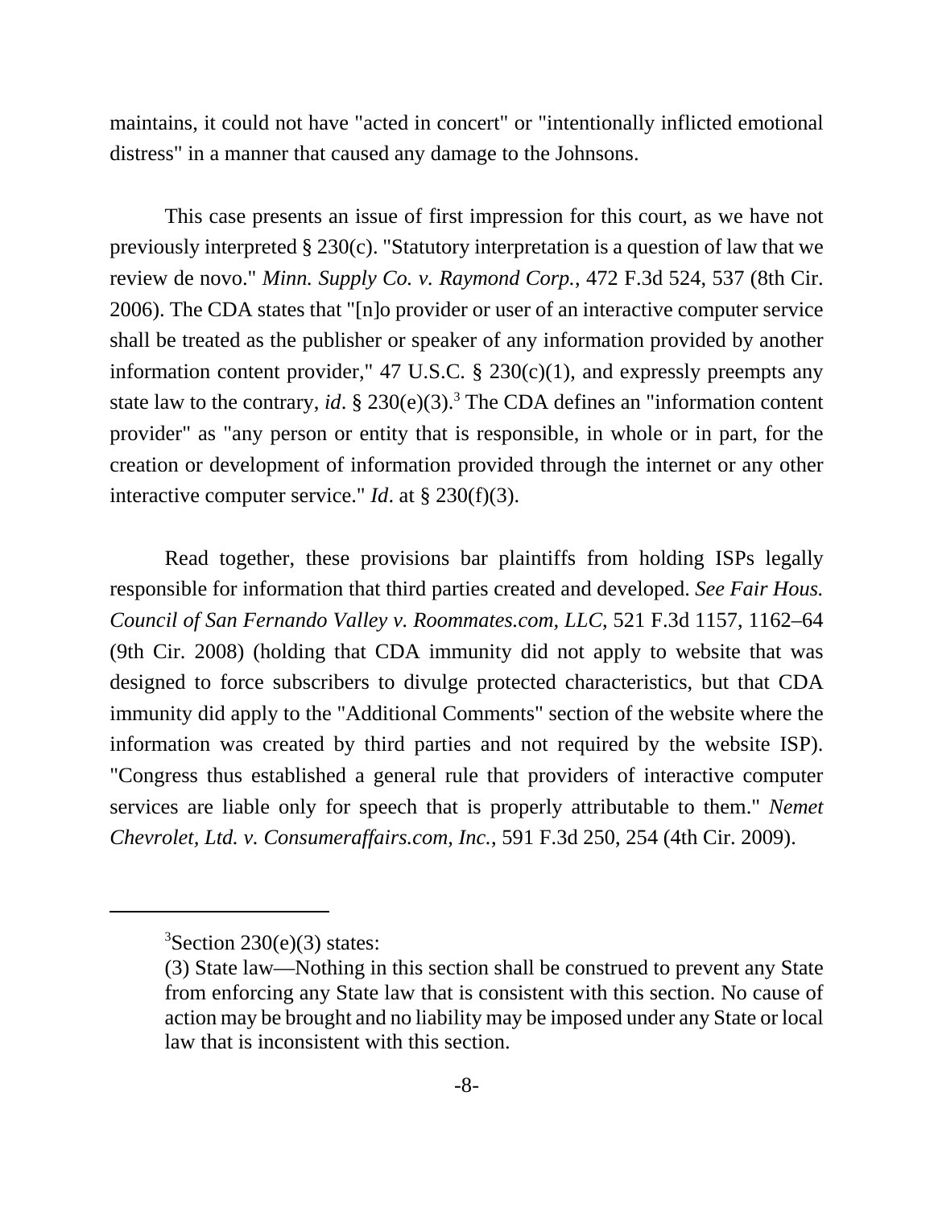maintains, it could not have "acted in concert" or "intentionally inflicted emotional distress" in a manner that caused any damage to the Johnsons.

This case presents an issue of first impression for this court, as we have not previously interpreted § 230(c). "Statutory interpretation is a question of law that we review de novo." *Minn. Supply Co. v. Raymond Corp.*, 472 F.3d 524, 537 (8th Cir. 2006). The CDA states that "[n]o provider or user of an interactive computer service shall be treated as the publisher or speaker of any information provided by another information content provider," 47 U.S.C. § 230(c)(1), and expressly preempts any state law to the contrary, *id*. § 230(e)(3).[3] The CDA defines an "information content provider" as "any person or entity that is responsible, in whole or in part, for the creation or development of information provided through the internet or any other interactive computer service." *Id*. at § 230(f)(3).

Read together, these provisions bar plaintiffs from holding ISPs legally responsible for information that third parties created and developed. *See Fair Hous. Council of San Fernando Valley v. Roommates.com, LLC*, 521 F.3d 1157, 1162–64 (9th Cir. 2008) (holding that CDA immunity did not apply to website that was designed to force subscribers to divulge protected characteristics, but that CDA immunity did apply to the "Additional Comments" section of the website where the information was created by third parties and not required by the website ISP). "Congress thus established a general rule that providers of interactive computer services are liable only for speech that is properly attributable to them." *Nemet Chevrolet, Ltd. v. Consumeraffairs.com, Inc.*, 591 F.3d 250, 254 (4th Cir. 2009).

---

[3]Section 230(e)(3) states:

(3) State law—Nothing in this section shall be construed to prevent any State from enforcing any State law that is consistent with this section. No cause of action may be brought and no liability may be imposed under any State or local law that is inconsistent with this section.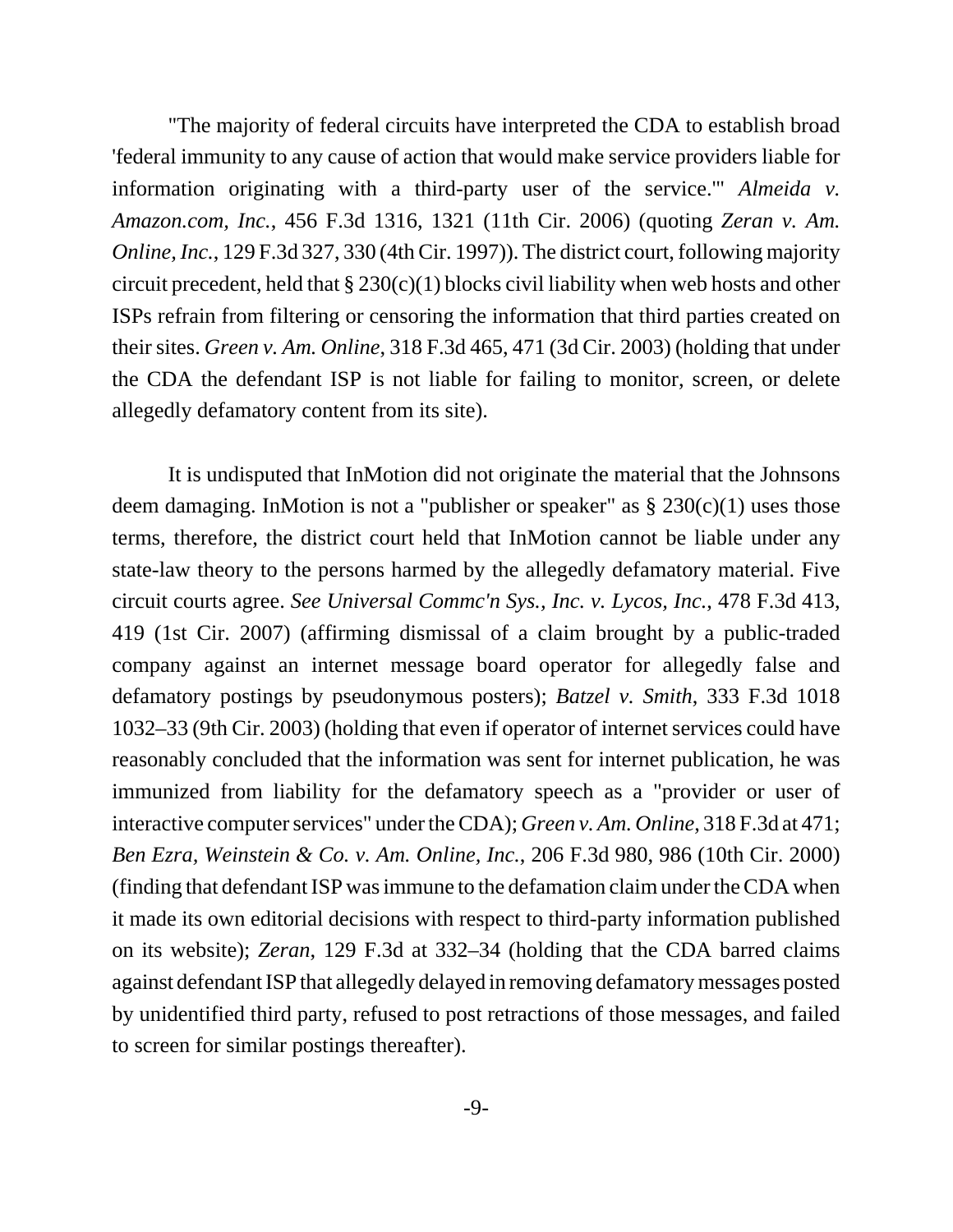"The majority of federal circuits have interpreted the CDA to establish broad 'federal immunity to any cause of action that would make service providers liable for information originating with a third-party user of the service.'" *Almeida v. Amazon.com, Inc.*, 456 F.3d 1316, 1321 (11th Cir. 2006) (quoting *Zeran v. Am. Online, Inc.*, 129 F.3d 327, 330 (4th Cir. 1997)). The district court, following majority circuit precedent, held that § 230(c)(1) blocks civil liability when web hosts and other ISPs refrain from filtering or censoring the information that third parties created on their sites. *Green v. Am. Online*, 318 F.3d 465, 471 (3d Cir. 2003) (holding that under the CDA the defendant ISP is not liable for failing to monitor, screen, or delete allegedly defamatory content from its site).

It is undisputed that InMotion did not originate the material that the Johnsons deem damaging. InMotion is not a "publisher or speaker" as § 230(c)(1) uses those terms, therefore, the district court held that InMotion cannot be liable under any state-law theory to the persons harmed by the allegedly defamatory material. Five circuit courts agree. *See Universal Commc'n Sys., Inc. v. Lycos, Inc.*, 478 F.3d 413, 419 (1st Cir. 2007) (affirming dismissal of a claim brought by a public-traded company against an internet message board operator for allegedly false and defamatory postings by pseudonymous posters); *Batzel v. Smith*, 333 F.3d 1018 1032–33 (9th Cir. 2003) (holding that even if operator of internet services could have reasonably concluded that the information was sent for internet publication, he was immunized from liability for the defamatory speech as a "provider or user of interactive computer services" under the CDA); *Green v. Am. Online*, 318 F.3d at 471; *Ben Ezra, Weinstein & Co. v. Am. Online, Inc.*, 206 F.3d 980, 986 (10th Cir. 2000) (finding that defendant ISP was immune to the defamation claim under the CDA when it made its own editorial decisions with respect to third-party information published on its website); *Zeran*, 129 F.3d at 332–34 (holding that the CDA barred claims against defendant ISP that allegedly delayed in removing defamatory messages posted by unidentified third party, refused to post retractions of those messages, and failed to screen for similar postings thereafter).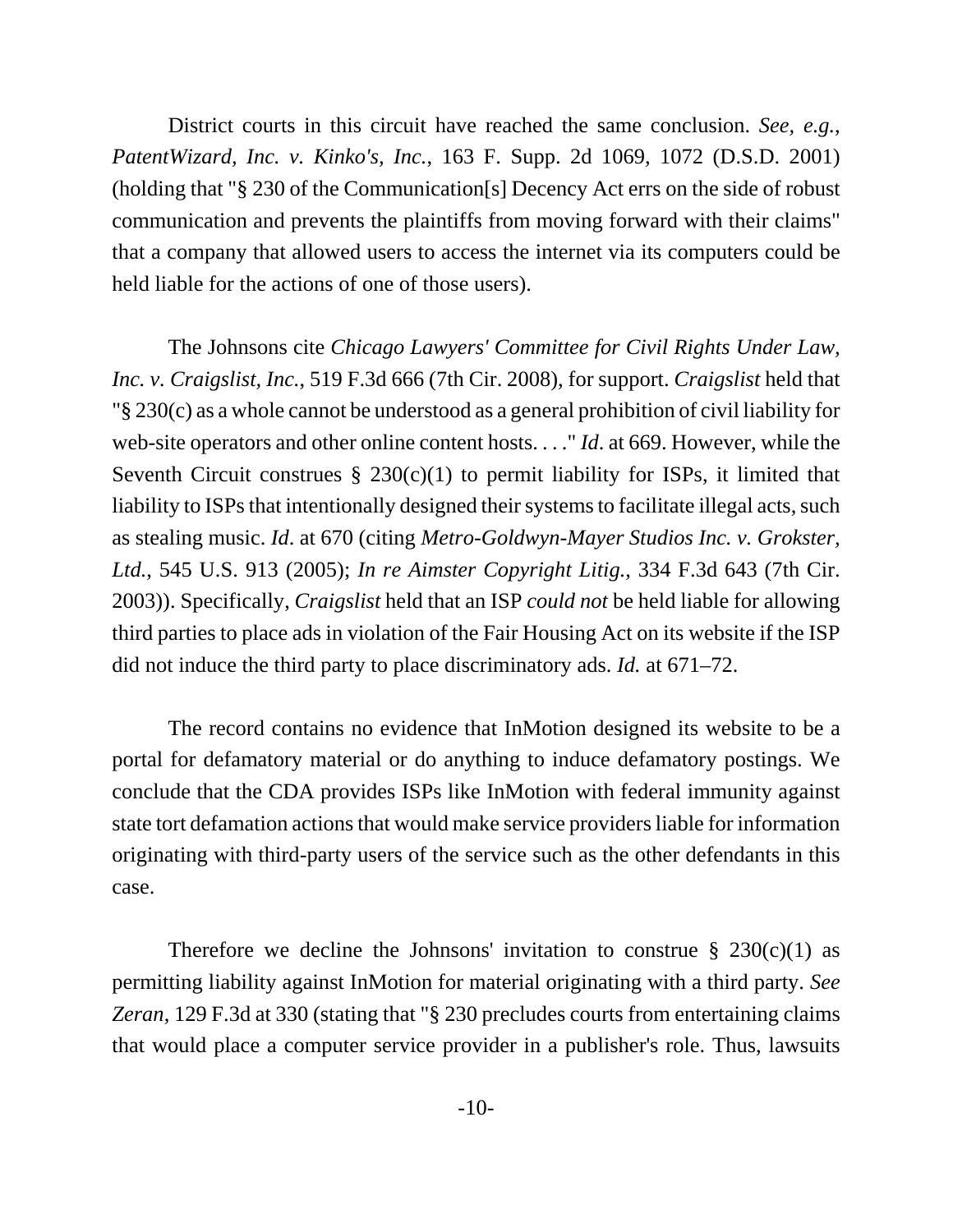District courts in this circuit have reached the same conclusion. *See, e.g.*, *PatentWizard, Inc. v. Kinko's, Inc.*, 163 F. Supp. 2d 1069, 1072 (D.S.D. 2001) (holding that "§ 230 of the Communication[s] Decency Act errs on the side of robust communication and prevents the plaintiffs from moving forward with their claims" that a company that allowed users to access the internet via its computers could be held liable for the actions of one of those users).

The Johnsons cite *Chicago Lawyers' Committee for Civil Rights Under Law, Inc. v. Craigslist, Inc.*, 519 F.3d 666 (7th Cir. 2008), for support. *Craigslist* held that "§ 230(c) as a whole cannot be understood as a general prohibition of civil liability for web-site operators and other online content hosts. . . ." *Id.* at 669. However, while the Seventh Circuit construes § 230(c)(1) to permit liability for ISPs, it limited that liability to ISPs that intentionally designed their systems to facilitate illegal acts, such as stealing music. *Id.* at 670 (citing *Metro-Goldwyn-Mayer Studios Inc. v. Grokster, Ltd.*, 545 U.S. 913 (2005); *In re Aimster Copyright Litig.*, 334 F.3d 643 (7th Cir. 2003)). Specifically, *Craigslist* held that an ISP *could not* be held liable for allowing third parties to place ads in violation of the Fair Housing Act on its website if the ISP did not induce the third party to place discriminatory ads. *Id.* at 671–72.

The record contains no evidence that InMotion designed its website to be a portal for defamatory material or do anything to induce defamatory postings. We conclude that the CDA provides ISPs like InMotion with federal immunity against state tort defamation actions that would make service providers liable for information originating with third-party users of the service such as the other defendants in this case.

Therefore we decline the Johnsons' invitation to construe § 230(c)(1) as permitting liability against InMotion for material originating with a third party. *See Zeran*, 129 F.3d at 330 (stating that "§ 230 precludes courts from entertaining claims that would place a computer service provider in a publisher's role. Thus, lawsuits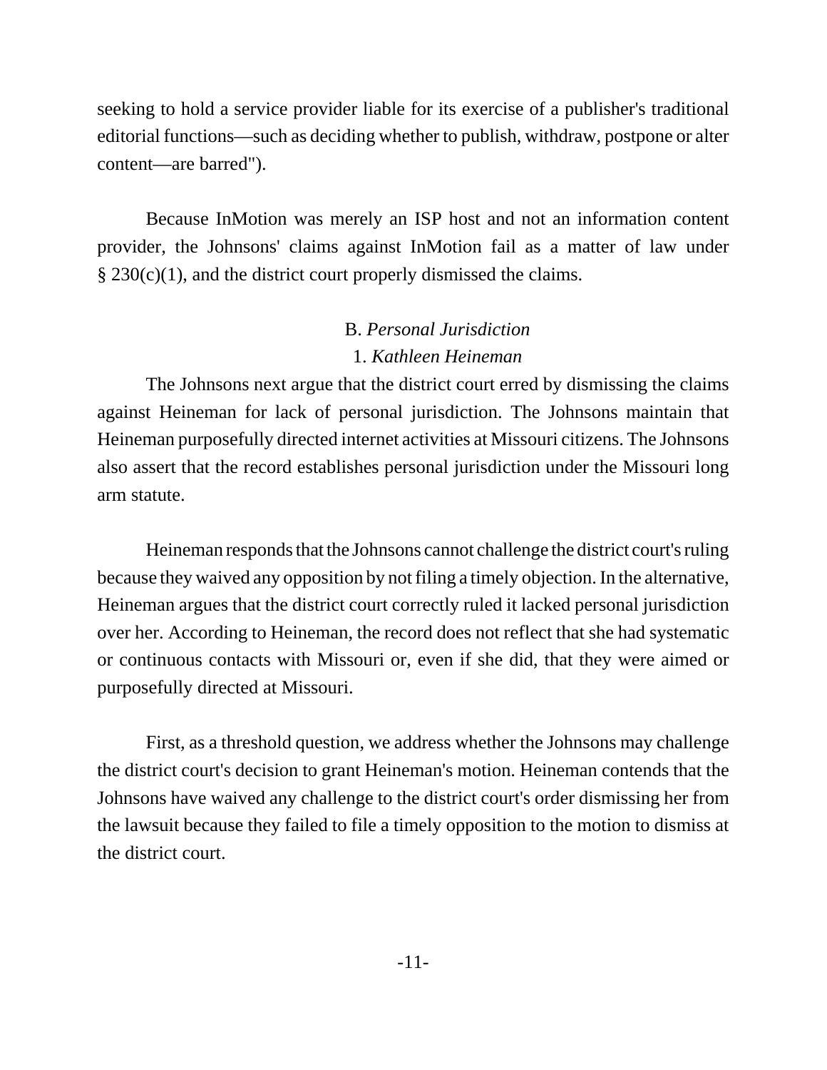seeking to hold a service provider liable for its exercise of a publisher's traditional editorial functions—such as deciding whether to publish, withdraw, postpone or alter content—are barred").

Because InMotion was merely an ISP host and not an information content provider, the Johnsons' claims against InMotion fail as a matter of law under § 230(c)(1), and the district court properly dismissed the claims.

### B. *Personal Jurisdiction*

#### 1. *Kathleen Heineman*

The Johnsons next argue that the district court erred by dismissing the claims against Heineman for lack of personal jurisdiction. The Johnsons maintain that Heineman purposefully directed internet activities at Missouri citizens. The Johnsons also assert that the record establishes personal jurisdiction under the Missouri long arm statute.

Heineman responds that the Johnsons cannot challenge the district court's ruling because they waived any opposition by not filing a timely objection. In the alternative, Heineman argues that the district court correctly ruled it lacked personal jurisdiction over her. According to Heineman, the record does not reflect that she had systematic or continuous contacts with Missouri or, even if she did, that they were aimed or purposefully directed at Missouri.

First, as a threshold question, we address whether the Johnsons may challenge the district court's decision to grant Heineman's motion. Heineman contends that the Johnsons have waived any challenge to the district court's order dismissing her from the lawsuit because they failed to file a timely opposition to the motion to dismiss at the district court.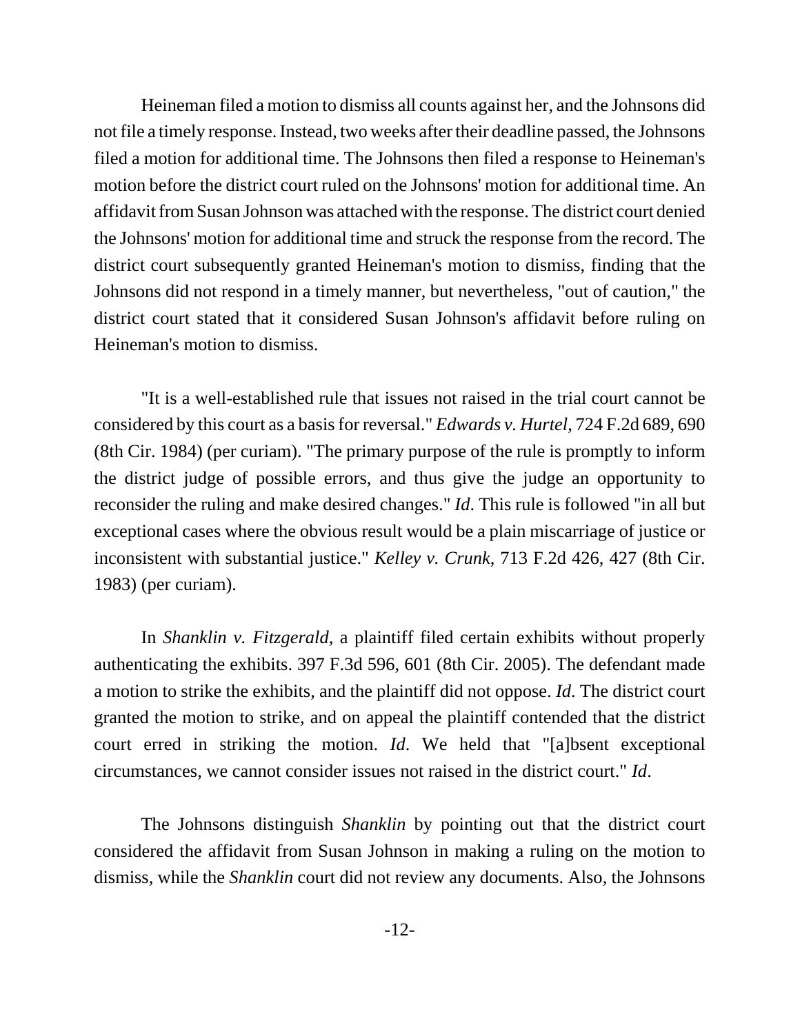Heineman filed a motion to dismiss all counts against her, and the Johnsons did not file a timely response. Instead, two weeks after their deadline passed, the Johnsons filed a motion for additional time. The Johnsons then filed a response to Heineman's motion before the district court ruled on the Johnsons' motion for additional time. An affidavit from Susan Johnson was attached with the response. The district court denied the Johnsons' motion for additional time and struck the response from the record. The district court subsequently granted Heineman's motion to dismiss, finding that the Johnsons did not respond in a timely manner, but nevertheless, "out of caution," the district court stated that it considered Susan Johnson's affidavit before ruling on Heineman's motion to dismiss.

"It is a well-established rule that issues not raised in the trial court cannot be considered by this court as a basis for reversal." *Edwards v. Hurtel*, 724 F.2d 689, 690 (8th Cir. 1984) (per curiam). "The primary purpose of the rule is promptly to inform the district judge of possible errors, and thus give the judge an opportunity to reconsider the ruling and make desired changes." *Id*. This rule is followed "in all but exceptional cases where the obvious result would be a plain miscarriage of justice or inconsistent with substantial justice." *Kelley v. Crunk*, 713 F.2d 426, 427 (8th Cir. 1983) (per curiam).

In *Shanklin v. Fitzgerald*, a plaintiff filed certain exhibits without properly authenticating the exhibits. 397 F.3d 596, 601 (8th Cir. 2005). The defendant made a motion to strike the exhibits, and the plaintiff did not oppose. *Id*. The district court granted the motion to strike, and on appeal the plaintiff contended that the district court erred in striking the motion. *Id*. We held that "[a]bsent exceptional circumstances, we cannot consider issues not raised in the district court." *Id*.

The Johnsons distinguish *Shanklin* by pointing out that the district court considered the affidavit from Susan Johnson in making a ruling on the motion to dismiss, while the *Shanklin* court did not review any documents. Also, the Johnsons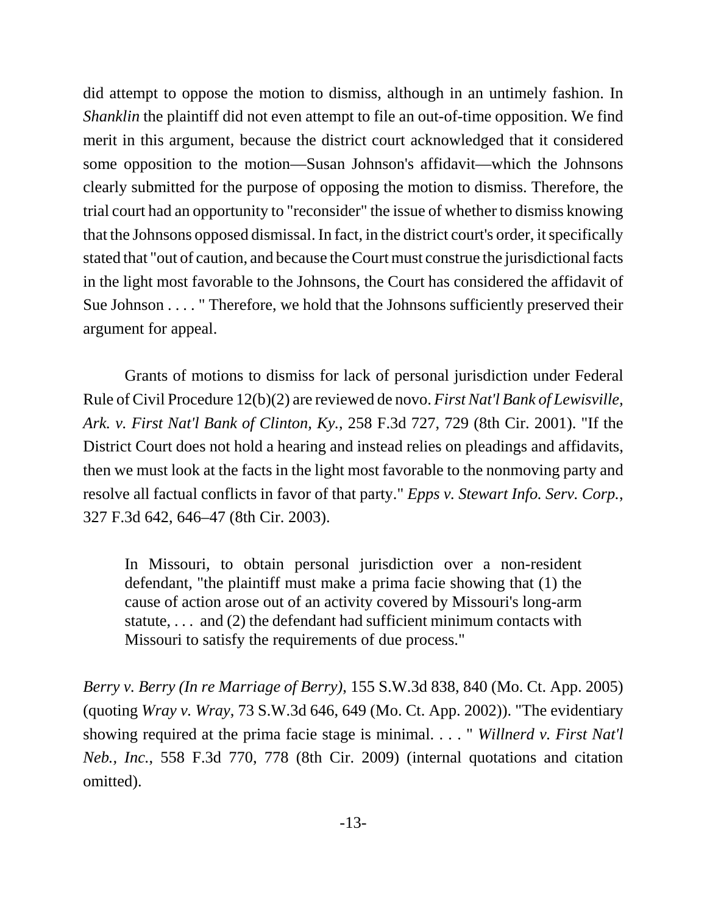did attempt to oppose the motion to dismiss, although in an untimely fashion. In *Shanklin* the plaintiff did not even attempt to file an out-of-time opposition. We find merit in this argument, because the district court acknowledged that it considered some opposition to the motion—Susan Johnson's affidavit—which the Johnsons clearly submitted for the purpose of opposing the motion to dismiss. Therefore, the trial court had an opportunity to "reconsider" the issue of whether to dismiss knowing that the Johnsons opposed dismissal. In fact, in the district court's order, it specifically stated that "out of caution, and because the Court must construe the jurisdictional facts in the light most favorable to the Johnsons, the Court has considered the affidavit of Sue Johnson . . . . " Therefore, we hold that the Johnsons sufficiently preserved their argument for appeal.

Grants of motions to dismiss for lack of personal jurisdiction under Federal Rule of Civil Procedure 12(b)(2) are reviewed de novo. *First Nat'l Bank of Lewisville, Ark. v. First Nat'l Bank of Clinton, Ky.*, 258 F.3d 727, 729 (8th Cir. 2001). "If the District Court does not hold a hearing and instead relies on pleadings and affidavits, then we must look at the facts in the light most favorable to the nonmoving party and resolve all factual conflicts in favor of that party." *Epps v. Stewart Info. Serv. Corp.*, 327 F.3d 642, 646–47 (8th Cir. 2003).

> In Missouri, to obtain personal jurisdiction over a non-resident defendant, "the plaintiff must make a prima facie showing that (1) the cause of action arose out of an activity covered by Missouri's long-arm statute, . . . and (2) the defendant had sufficient minimum contacts with Missouri to satisfy the requirements of due process."

*Berry v. Berry (In re Marriage of Berry)*, 155 S.W.3d 838, 840 (Mo. Ct. App. 2005) (quoting *Wray v. Wray*, 73 S.W.3d 646, 649 (Mo. Ct. App. 2002)). "The evidentiary showing required at the prima facie stage is minimal. . . . " *Willnerd v. First Nat'l Neb., Inc.*, 558 F.3d 770, 778 (8th Cir. 2009) (internal quotations and citation omitted).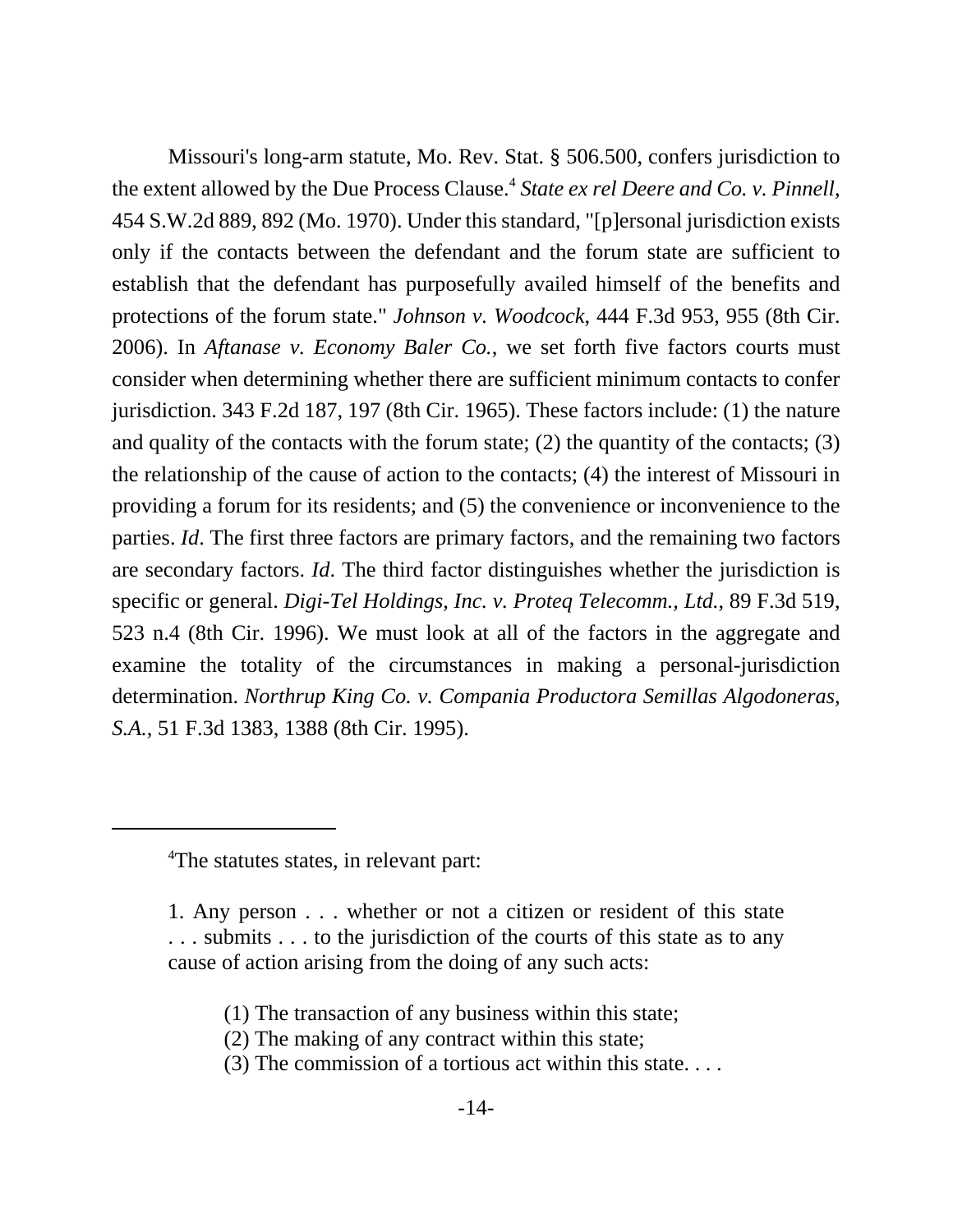Missouri's long-arm statute, Mo. Rev. Stat. § 506.500, confers jurisdiction to the extent allowed by the Due Process Clause.[4] *State ex rel Deere and Co. v. Pinnell*, 454 S.W.2d 889, 892 (Mo. 1970). Under this standard, "[p]ersonal jurisdiction exists only if the contacts between the defendant and the forum state are sufficient to establish that the defendant has purposefully availed himself of the benefits and protections of the forum state." *Johnson v. Woodcock*, 444 F.3d 953, 955 (8th Cir. 2006). In *Aftanase v. Economy Baler Co.*, we set forth five factors courts must consider when determining whether there are sufficient minimum contacts to confer jurisdiction. 343 F.2d 187, 197 (8th Cir. 1965). These factors include: (1) the nature and quality of the contacts with the forum state; (2) the quantity of the contacts; (3) the relationship of the cause of action to the contacts; (4) the interest of Missouri in providing a forum for its residents; and (5) the convenience or inconvenience to the parties. *Id*. The first three factors are primary factors, and the remaining two factors are secondary factors. *Id*. The third factor distinguishes whether the jurisdiction is specific or general. *Digi-Tel Holdings, Inc. v. Proteq Telecomm., Ltd.*, 89 F.3d 519, 523 n.4 (8th Cir. 1996). We must look at all of the factors in the aggregate and examine the totality of the circumstances in making a personal-jurisdiction determination. *Northrup King Co. v. Compania Productora Semillas Algodoneras, S.A.*, 51 F.3d 1383, 1388 (8th Cir. 1995).

---

[4]The statutes states, in relevant part:

> 1. Any person . . . whether or not a citizen or resident of this state . . . submits . . . to the jurisdiction of the courts of this state as to any cause of action arising from the doing of any such acts:
>
> (1) The transaction of any business within this state;
> (2) The making of any contract within this state;
> (3) The commission of a tortious act within this state. . . .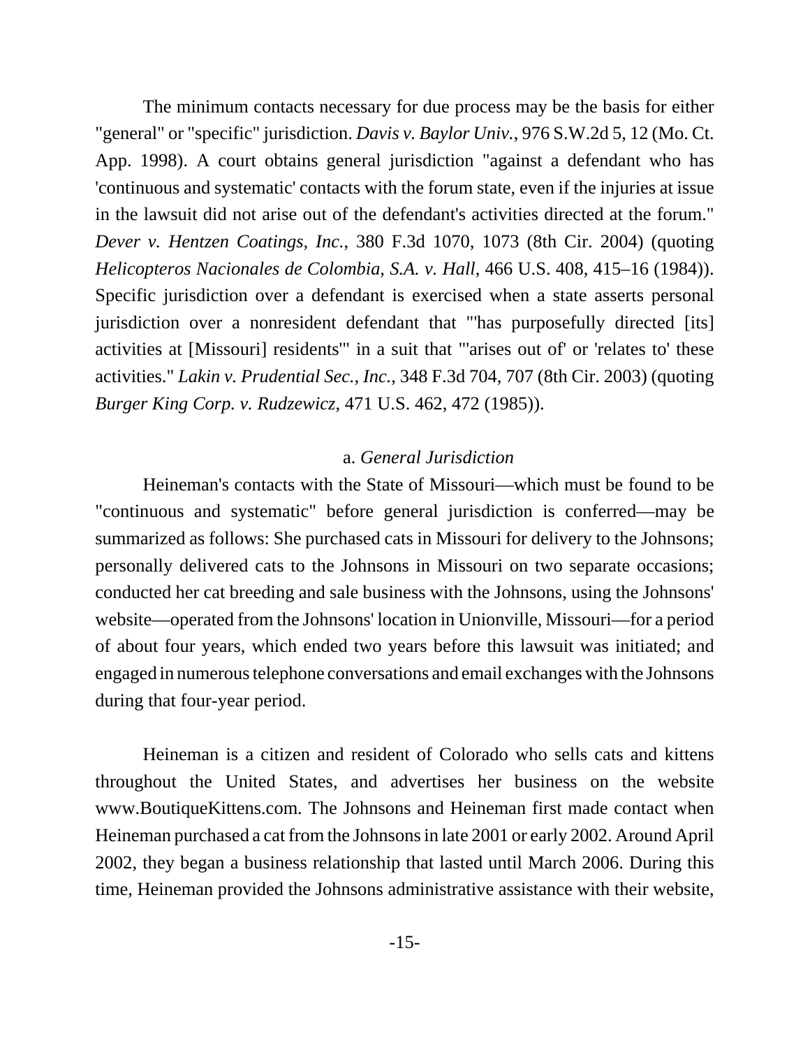The minimum contacts necessary for due process may be the basis for either "general" or "specific" jurisdiction. *Davis v. Baylor Univ.*, 976 S.W.2d 5, 12 (Mo. Ct. App. 1998). A court obtains general jurisdiction "against a defendant who has 'continuous and systematic' contacts with the forum state, even if the injuries at issue in the lawsuit did not arise out of the defendant's activities directed at the forum." *Dever v. Hentzen Coatings, Inc.*, 380 F.3d 1070, 1073 (8th Cir. 2004) (quoting *Helicopteros Nacionales de Colombia, S.A. v. Hall*, 466 U.S. 408, 415–16 (1984)). Specific jurisdiction over a defendant is exercised when a state asserts personal jurisdiction over a nonresident defendant that "'has purposefully directed [its] activities at [Missouri] residents'" in a suit that "'arises out of' or 'relates to' these activities." *Lakin v. Prudential Sec., Inc.*, 348 F.3d 704, 707 (8th Cir. 2003) (quoting *Burger King Corp. v. Rudzewicz*, 471 U.S. 462, 472 (1985)).

a. *General Jurisdiction*

Heineman's contacts with the State of Missouri—which must be found to be "continuous and systematic" before general jurisdiction is conferred—may be summarized as follows: She purchased cats in Missouri for delivery to the Johnsons; personally delivered cats to the Johnsons in Missouri on two separate occasions; conducted her cat breeding and sale business with the Johnsons, using the Johnsons' website—operated from the Johnsons' location in Unionville, Missouri—for a period of about four years, which ended two years before this lawsuit was initiated; and engaged in numerous telephone conversations and email exchanges with the Johnsons during that four-year period.

Heineman is a citizen and resident of Colorado who sells cats and kittens throughout the United States, and advertises her business on the website www.BoutiqueKittens.com. The Johnsons and Heineman first made contact when Heineman purchased a cat from the Johnsons in late 2001 or early 2002. Around April 2002, they began a business relationship that lasted until March 2006. During this time, Heineman provided the Johnsons administrative assistance with their website,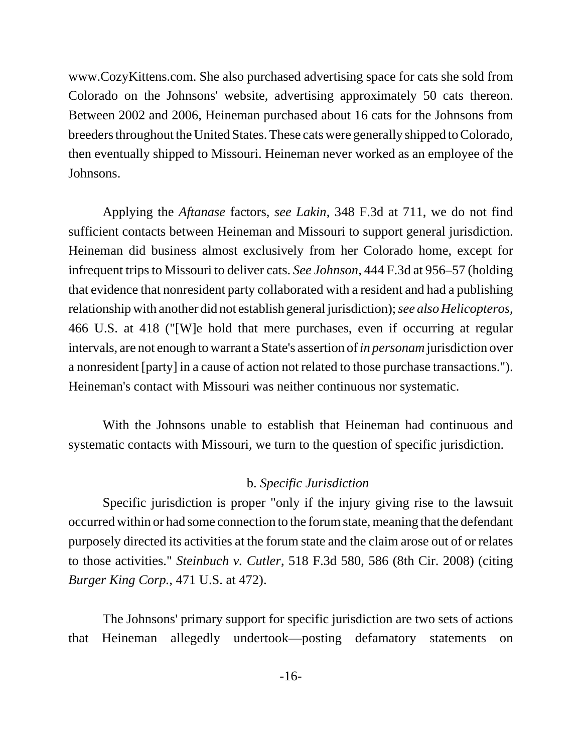www.CozyKittens.com. She also purchased advertising space for cats she sold from Colorado on the Johnsons' website, advertising approximately 50 cats thereon. Between 2002 and 2006, Heineman purchased about 16 cats for the Johnsons from breeders throughout the United States. These cats were generally shipped to Colorado, then eventually shipped to Missouri. Heineman never worked as an employee of the Johnsons.

Applying the *Aftanase* factors, *see Lakin*, 348 F.3d at 711, we do not find sufficient contacts between Heineman and Missouri to support general jurisdiction. Heineman did business almost exclusively from her Colorado home, except for infrequent trips to Missouri to deliver cats. *See Johnson*, 444 F.3d at 956–57 (holding that evidence that nonresident party collaborated with a resident and had a publishing relationship with another did not establish general jurisdiction); *see also Helicopteros*, 466 U.S. at 418 ("[W]e hold that mere purchases, even if occurring at regular intervals, are not enough to warrant a State's assertion of *in personam* jurisdiction over a nonresident [party] in a cause of action not related to those purchase transactions."). Heineman's contact with Missouri was neither continuous nor systematic.

With the Johnsons unable to establish that Heineman had continuous and systematic contacts with Missouri, we turn to the question of specific jurisdiction.

b. *Specific Jurisdiction*

Specific jurisdiction is proper "only if the injury giving rise to the lawsuit occurred within or had some connection to the forum state, meaning that the defendant purposely directed its activities at the forum state and the claim arose out of or relates to those activities." *Steinbuch v. Cutler*, 518 F.3d 580, 586 (8th Cir. 2008) (citing *Burger King Corp.*, 471 U.S. at 472).

The Johnsons' primary support for specific jurisdiction are two sets of actions that Heineman allegedly undertook—posting defamatory statements on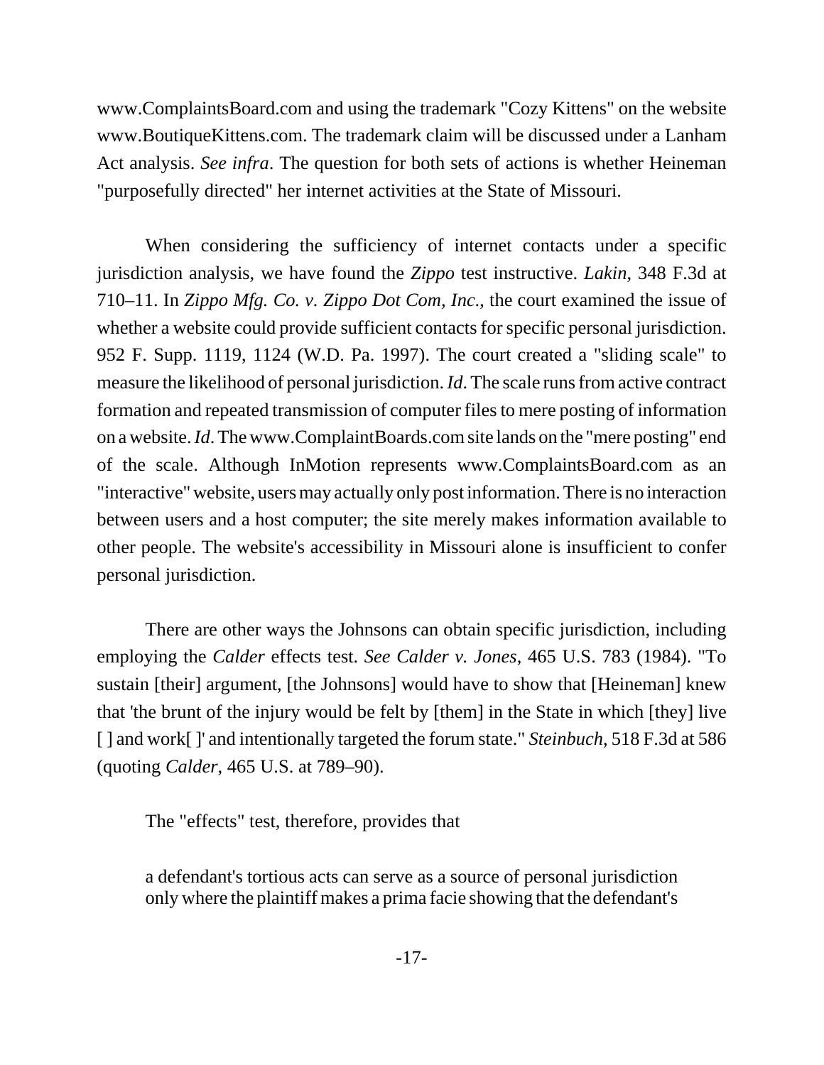www.ComplaintsBoard.com and using the trademark "Cozy Kittens" on the website www.BoutiqueKittens.com. The trademark claim will be discussed under a Lanham Act analysis. *See infra*. The question for both sets of actions is whether Heineman "purposefully directed" her internet activities at the State of Missouri.

When considering the sufficiency of internet contacts under a specific jurisdiction analysis, we have found the *Zippo* test instructive. *Lakin*, 348 F.3d at 710–11. In *Zippo Mfg. Co. v. Zippo Dot Com, Inc*., the court examined the issue of whether a website could provide sufficient contacts for specific personal jurisdiction. 952 F. Supp. 1119, 1124 (W.D. Pa. 1997). The court created a "sliding scale" to measure the likelihood of personal jurisdiction. *Id*. The scale runs from active contract formation and repeated transmission of computer files to mere posting of information on a website. *Id*. The www.ComplaintBoards.com site lands on the "mere posting" end of the scale. Although InMotion represents www.ComplaintsBoard.com as an "interactive" website, users may actually only post information. There is no interaction between users and a host computer; the site merely makes information available to other people. The website's accessibility in Missouri alone is insufficient to confer personal jurisdiction.

There are other ways the Johnsons can obtain specific jurisdiction, including employing the *Calder* effects test. *See Calder v. Jones*, 465 U.S. 783 (1984). "To sustain [their] argument, [the Johnsons] would have to show that [Heineman] knew that 'the brunt of the injury would be felt by [them] in the State in which [they] live [ ] and work[ ]' and intentionally targeted the forum state." *Steinbuch*, 518 F.3d at 586 (quoting *Calder*, 465 U.S. at 789–90).

The "effects" test, therefore, provides that

> a defendant's tortious acts can serve as a source of personal jurisdiction only where the plaintiff makes a prima facie showing that the defendant's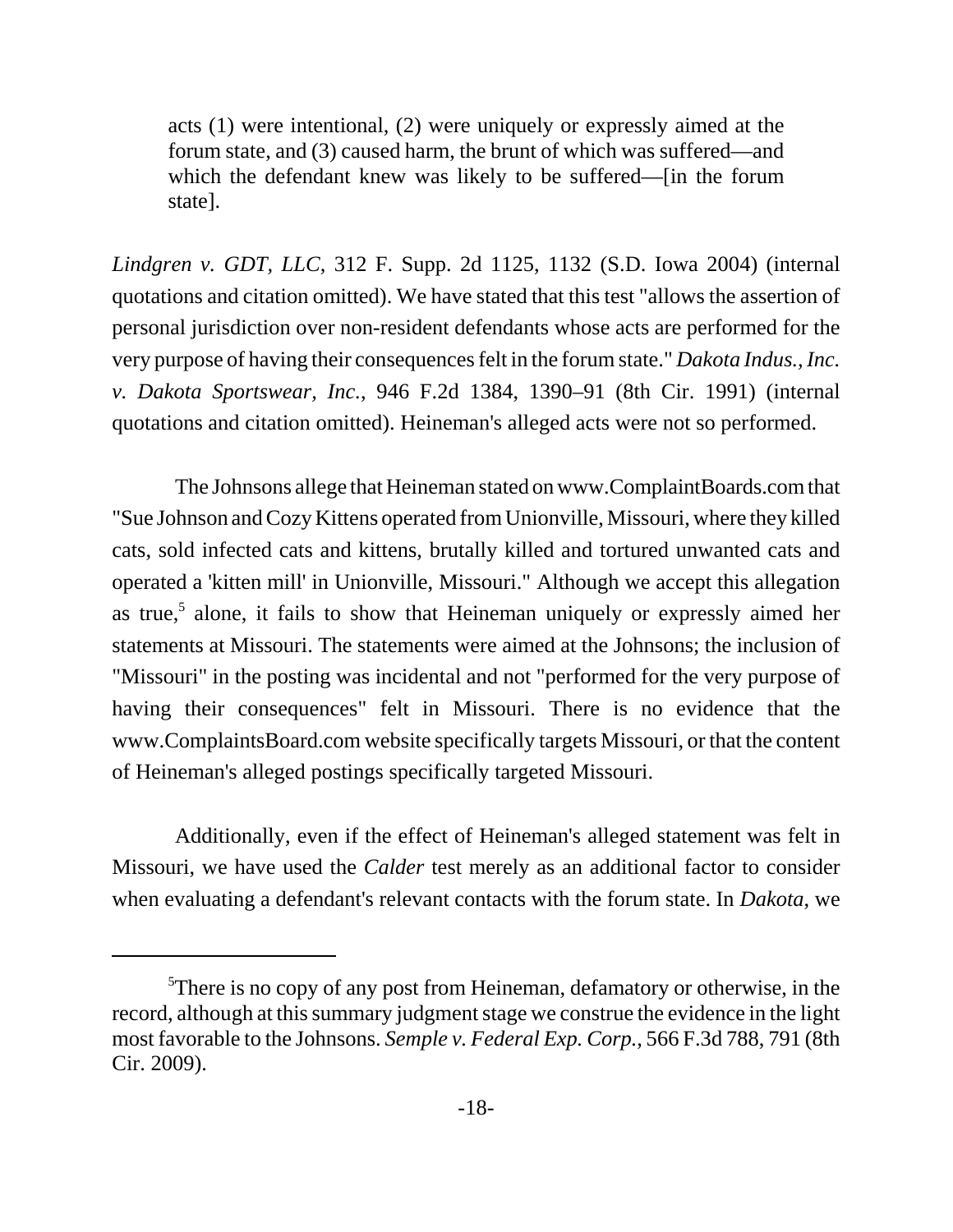acts (1) were intentional, (2) were uniquely or expressly aimed at the forum state, and (3) caused harm, the brunt of which was suffered—and which the defendant knew was likely to be suffered—[in the forum state].

*Lindgren v. GDT, LLC*, 312 F. Supp. 2d 1125, 1132 (S.D. Iowa 2004) (internal quotations and citation omitted). We have stated that this test "allows the assertion of personal jurisdiction over non-resident defendants whose acts are performed for the very purpose of having their consequences felt in the forum state." *Dakota Indus., Inc. v. Dakota Sportswear, Inc.*, 946 F.2d 1384, 1390–91 (8th Cir. 1991) (internal quotations and citation omitted). Heineman's alleged acts were not so performed.

The Johnsons allege that Heineman stated on www.ComplaintBoards.com that "Sue Johnson and Cozy Kittens operated from Unionville, Missouri, where they killed cats, sold infected cats and kittens, brutally killed and tortured unwanted cats and operated a 'kitten mill' in Unionville, Missouri." Although we accept this allegation as true,[5] alone, it fails to show that Heineman uniquely or expressly aimed her statements at Missouri. The statements were aimed at the Johnsons; the inclusion of "Missouri" in the posting was incidental and not "performed for the very purpose of having their consequences" felt in Missouri. There is no evidence that the www.ComplaintsBoard.com website specifically targets Missouri, or that the content of Heineman's alleged postings specifically targeted Missouri.

Additionally, even if the effect of Heineman's alleged statement was felt in Missouri, we have used the *Calder* test merely as an additional factor to consider when evaluating a defendant's relevant contacts with the forum state. In *Dakota*, we

---

[5]There is no copy of any post from Heineman, defamatory or otherwise, in the record, although at this summary judgment stage we construe the evidence in the light most favorable to the Johnsons. *Semple v. Federal Exp. Corp.*, 566 F.3d 788, 791 (8th Cir. 2009).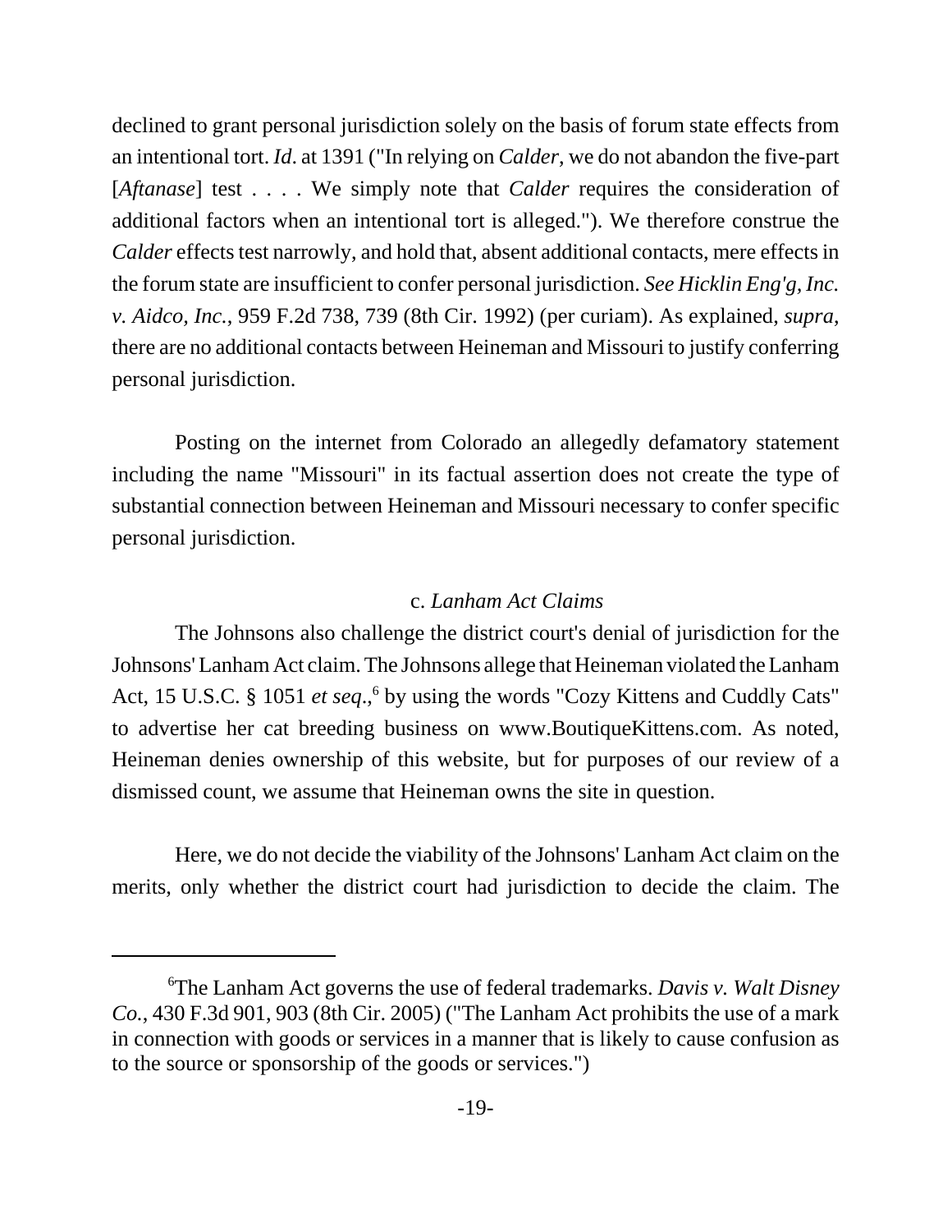declined to grant personal jurisdiction solely on the basis of forum state effects from an intentional tort. *Id*. at 1391 ("In relying on *Calder*, we do not abandon the five-part [*Aftanase*] test . . . . We simply note that *Calder* requires the consideration of additional factors when an intentional tort is alleged."). We therefore construe the *Calder* effects test narrowly, and hold that, absent additional contacts, mere effects in the forum state are insufficient to confer personal jurisdiction. *See Hicklin Eng'g, Inc. v. Aidco, Inc.*, 959 F.2d 738, 739 (8th Cir. 1992) (per curiam). As explained, *supra*, there are no additional contacts between Heineman and Missouri to justify conferring personal jurisdiction.

Posting on the internet from Colorado an allegedly defamatory statement including the name "Missouri" in its factual assertion does not create the type of substantial connection between Heineman and Missouri necessary to confer specific personal jurisdiction.

c. *Lanham Act Claims*

The Johnsons also challenge the district court's denial of jurisdiction for the Johnsons' Lanham Act claim. The Johnsons allege that Heineman violated the Lanham Act, 15 U.S.C. § 1051 *et seq*.,[6] by using the words "Cozy Kittens and Cuddly Cats" to advertise her cat breeding business on www.BoutiqueKittens.com. As noted, Heineman denies ownership of this website, but for purposes of our review of a dismissed count, we assume that Heineman owns the site in question.

Here, we do not decide the viability of the Johnsons' Lanham Act claim on the merits, only whether the district court had jurisdiction to decide the claim. The

[6] The Lanham Act governs the use of federal trademarks. *Davis v. Walt Disney Co.*, 430 F.3d 901, 903 (8th Cir. 2005) ("The Lanham Act prohibits the use of a mark in connection with goods or services in a manner that is likely to cause confusion as to the source or sponsorship of the goods or services.")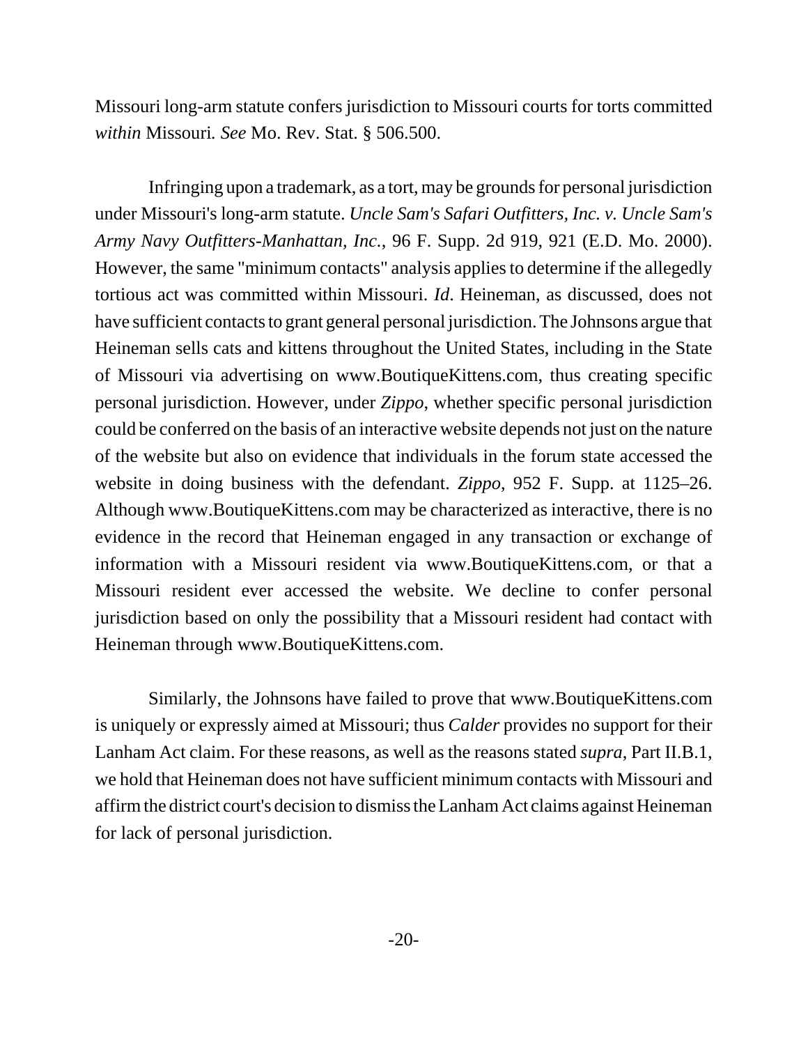Missouri long-arm statute confers jurisdiction to Missouri courts for torts committed *within* Missouri. *See* Mo. Rev. Stat. § 506.500.

Infringing upon a trademark, as a tort, may be grounds for personal jurisdiction under Missouri's long-arm statute. *Uncle Sam's Safari Outfitters, Inc. v. Uncle Sam's Army Navy Outfitters-Manhattan, Inc.*, 96 F. Supp. 2d 919, 921 (E.D. Mo. 2000). However, the same "minimum contacts" analysis applies to determine if the allegedly tortious act was committed within Missouri. *Id*. Heineman, as discussed, does not have sufficient contacts to grant general personal jurisdiction. The Johnsons argue that Heineman sells cats and kittens throughout the United States, including in the State of Missouri via advertising on www.BoutiqueKittens.com, thus creating specific personal jurisdiction. However, under *Zippo*, whether specific personal jurisdiction could be conferred on the basis of an interactive website depends not just on the nature of the website but also on evidence that individuals in the forum state accessed the website in doing business with the defendant. *Zippo*, 952 F. Supp. at 1125–26. Although www.BoutiqueKittens.com may be characterized as interactive, there is no evidence in the record that Heineman engaged in any transaction or exchange of information with a Missouri resident via www.BoutiqueKittens.com, or that a Missouri resident ever accessed the website. We decline to confer personal jurisdiction based on only the possibility that a Missouri resident had contact with Heineman through www.BoutiqueKittens.com.

Similarly, the Johnsons have failed to prove that www.BoutiqueKittens.com is uniquely or expressly aimed at Missouri; thus *Calder* provides no support for their Lanham Act claim. For these reasons, as well as the reasons stated *supra*, Part II.B.1, we hold that Heineman does not have sufficient minimum contacts with Missouri and affirm the district court's decision to dismiss the Lanham Act claims against Heineman for lack of personal jurisdiction.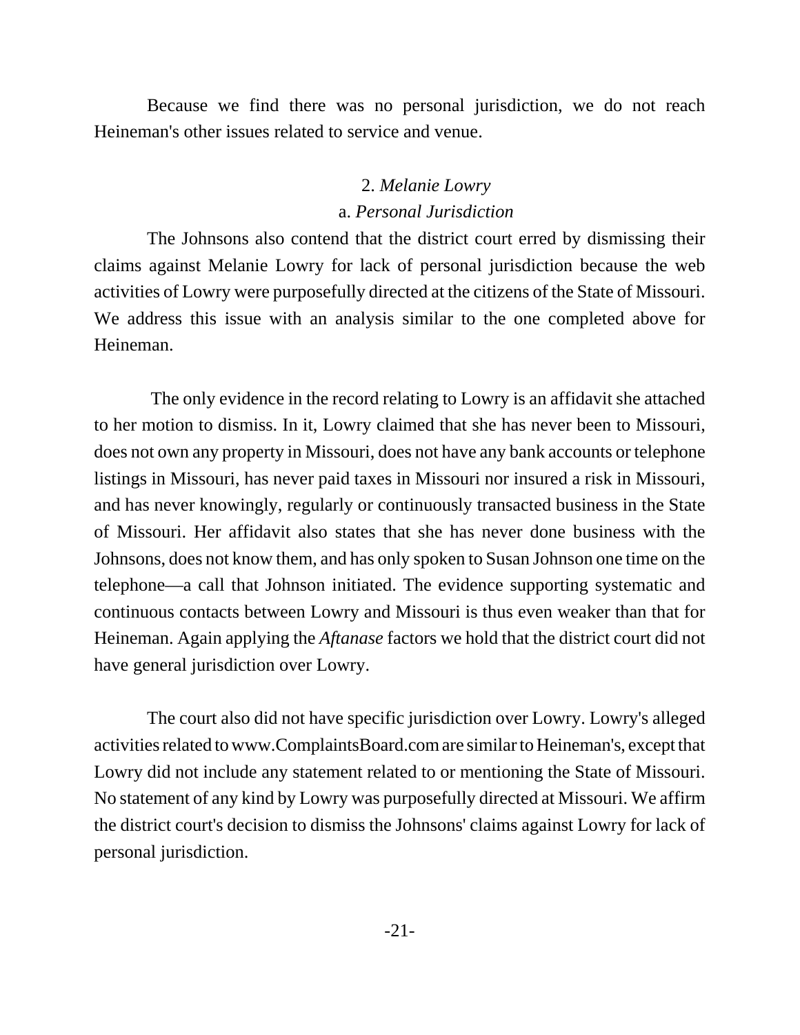Because we find there was no personal jurisdiction, we do not reach Heineman's other issues related to service and venue.

### 2. *Melanie Lowry*

#### a. *Personal Jurisdiction*

The Johnsons also contend that the district court erred by dismissing their claims against Melanie Lowry for lack of personal jurisdiction because the web activities of Lowry were purposefully directed at the citizens of the State of Missouri. We address this issue with an analysis similar to the one completed above for Heineman.

The only evidence in the record relating to Lowry is an affidavit she attached to her motion to dismiss. In it, Lowry claimed that she has never been to Missouri, does not own any property in Missouri, does not have any bank accounts or telephone listings in Missouri, has never paid taxes in Missouri nor insured a risk in Missouri, and has never knowingly, regularly or continuously transacted business in the State of Missouri. Her affidavit also states that she has never done business with the Johnsons, does not know them, and has only spoken to Susan Johnson one time on the telephone—a call that Johnson initiated. The evidence supporting systematic and continuous contacts between Lowry and Missouri is thus even weaker than that for Heineman. Again applying the *Aftanase* factors we hold that the district court did not have general jurisdiction over Lowry.

The court also did not have specific jurisdiction over Lowry. Lowry's alleged activities related to www.ComplaintsBoard.com are similar to Heineman's, except that Lowry did not include any statement related to or mentioning the State of Missouri. No statement of any kind by Lowry was purposefully directed at Missouri. We affirm the district court's decision to dismiss the Johnsons' claims against Lowry for lack of personal jurisdiction.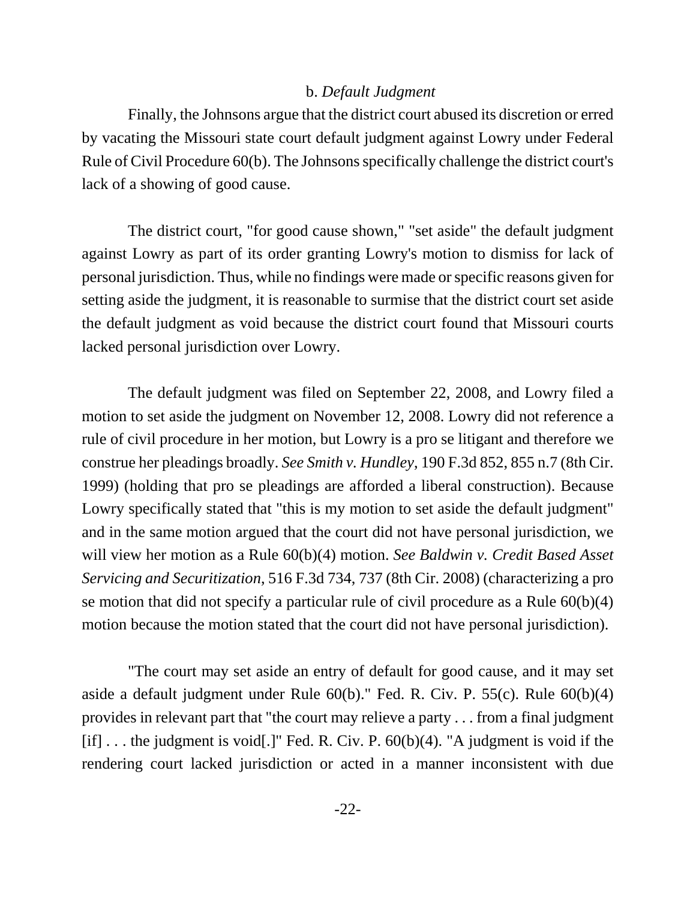### b. *Default Judgment*

Finally, the Johnsons argue that the district court abused its discretion or erred by vacating the Missouri state court default judgment against Lowry under Federal Rule of Civil Procedure 60(b). The Johnsons specifically challenge the district court's lack of a showing of good cause.

The district court, "for good cause shown," "set aside" the default judgment against Lowry as part of its order granting Lowry's motion to dismiss for lack of personal jurisdiction. Thus, while no findings were made or specific reasons given for setting aside the judgment, it is reasonable to surmise that the district court set aside the default judgment as void because the district court found that Missouri courts lacked personal jurisdiction over Lowry.

The default judgment was filed on September 22, 2008, and Lowry filed a motion to set aside the judgment on November 12, 2008. Lowry did not reference a rule of civil procedure in her motion, but Lowry is a pro se litigant and therefore we construe her pleadings broadly. *See Smith v. Hundley*, 190 F.3d 852, 855 n.7 (8th Cir. 1999) (holding that pro se pleadings are afforded a liberal construction). Because Lowry specifically stated that "this is my motion to set aside the default judgment" and in the same motion argued that the court did not have personal jurisdiction, we will view her motion as a Rule 60(b)(4) motion. *See Baldwin v. Credit Based Asset Servicing and Securitization*, 516 F.3d 734, 737 (8th Cir. 2008) (characterizing a pro se motion that did not specify a particular rule of civil procedure as a Rule 60(b)(4) motion because the motion stated that the court did not have personal jurisdiction).

"The court may set aside an entry of default for good cause, and it may set aside a default judgment under Rule 60(b)." Fed. R. Civ. P. 55(c). Rule 60(b)(4) provides in relevant part that "the court may relieve a party . . . from a final judgment [if] . . . the judgment is void[.]" Fed. R. Civ. P. 60(b)(4). "A judgment is void if the rendering court lacked jurisdiction or acted in a manner inconsistent with due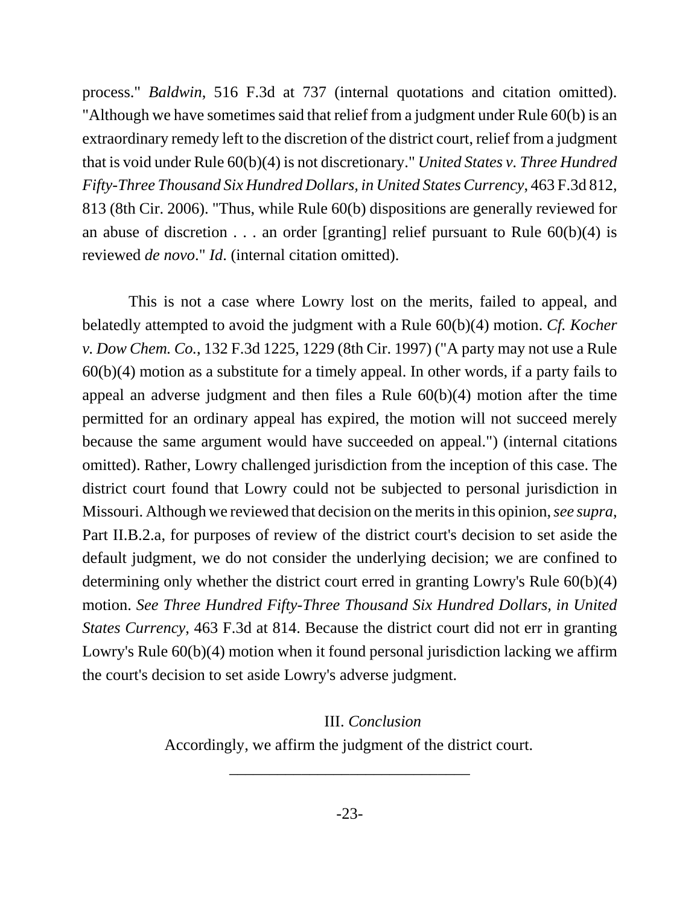process." *Baldwin*, 516 F.3d at 737 (internal quotations and citation omitted). "Although we have sometimes said that relief from a judgment under Rule 60(b) is an extraordinary remedy left to the discretion of the district court, relief from a judgment that is void under Rule 60(b)(4) is not discretionary." *United States v. Three Hundred Fifty-Three Thousand Six Hundred Dollars, in United States Currency*, 463 F.3d 812, 813 (8th Cir. 2006). "Thus, while Rule 60(b) dispositions are generally reviewed for an abuse of discretion . . . an order [granting] relief pursuant to Rule 60(b)(4) is reviewed *de novo*." *Id*. (internal citation omitted).

This is not a case where Lowry lost on the merits, failed to appeal, and belatedly attempted to avoid the judgment with a Rule 60(b)(4) motion. *Cf. Kocher v. Dow Chem. Co.*, 132 F.3d 1225, 1229 (8th Cir. 1997) ("A party may not use a Rule 60(b)(4) motion as a substitute for a timely appeal. In other words, if a party fails to appeal an adverse judgment and then files a Rule 60(b)(4) motion after the time permitted for an ordinary appeal has expired, the motion will not succeed merely because the same argument would have succeeded on appeal.") (internal citations omitted). Rather, Lowry challenged jurisdiction from the inception of this case. The district court found that Lowry could not be subjected to personal jurisdiction in Missouri. Although we reviewed that decision on the merits in this opinion, *see supra*, Part II.B.2.a, for purposes of review of the district court's decision to set aside the default judgment, we do not consider the underlying decision; we are confined to determining only whether the district court erred in granting Lowry's Rule 60(b)(4) motion. *See Three Hundred Fifty-Three Thousand Six Hundred Dollars, in United States Currency*, 463 F.3d at 814. Because the district court did not err in granting Lowry's Rule 60(b)(4) motion when it found personal jurisdiction lacking we affirm the court's decision to set aside Lowry's adverse judgment.

## III. *Conclusion*

Accordingly, we affirm the judgment of the district court.

______________________________